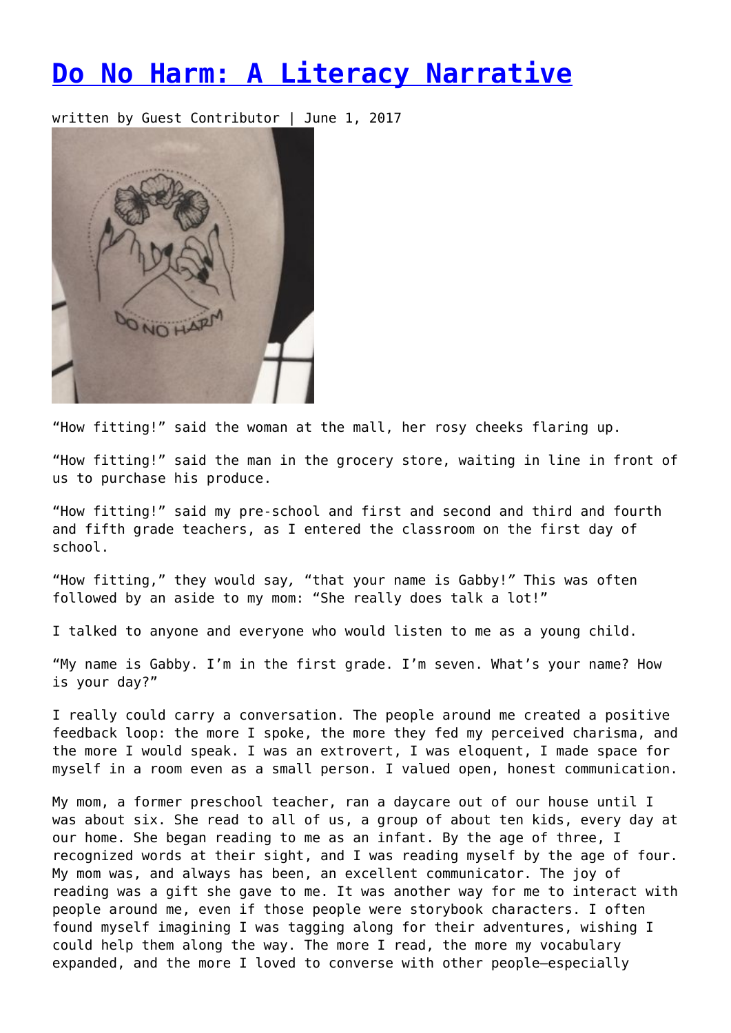# Do No Harm: A Literacy Narrative

written by Guest Contributor | June 1, 2017

“How fitting!” said the woman at the mall, her rosy cheeks flaring up.

“How fitting!” said the man in the grocery store, waiting in line in front of us to purchase his produce.

“How fitting!” said my pre-school and first and second and third and fourth and fifth grade teachers, as I entered the classroom on the first day of school.

“How fitting,” they would say, “that your name is Gabby!” This was often followed by an aside to my mom: “She really does talk a lot!”

I talked to anyone and everyone who would listen to me as a young child.

“My name is Gabby. I’m in the first grade. I’m seven. What’s your name? How is your day?”

I really could carry a conversation. The people around me created a positive feedback loop: the more I spoke, the more they fed my perceived charisma, and the more I would speak. I was an extrovert, I was eloquent, I made space for myself in a room even as a small person. I valued open, honest communication.

My mom, a former preschool teacher, ran a daycare out of our house until I was about six. She read to all of us, a group of about ten kids, every day at our home. She began reading to me as an infant. By the age of three, I recognized words at their sight, and I was reading myself by the age of four. My mom was, and always has been, an excellent communicator. The joy of reading was a gift she gave to me. It was another way for me to interact with people around me, even if those people were storybook characters. I often found myself imagining I was tagging along for their adventures, wishing I could help them along the way. The more I read, the more my vocabulary expanded, and the more I loved to converse with other people—especially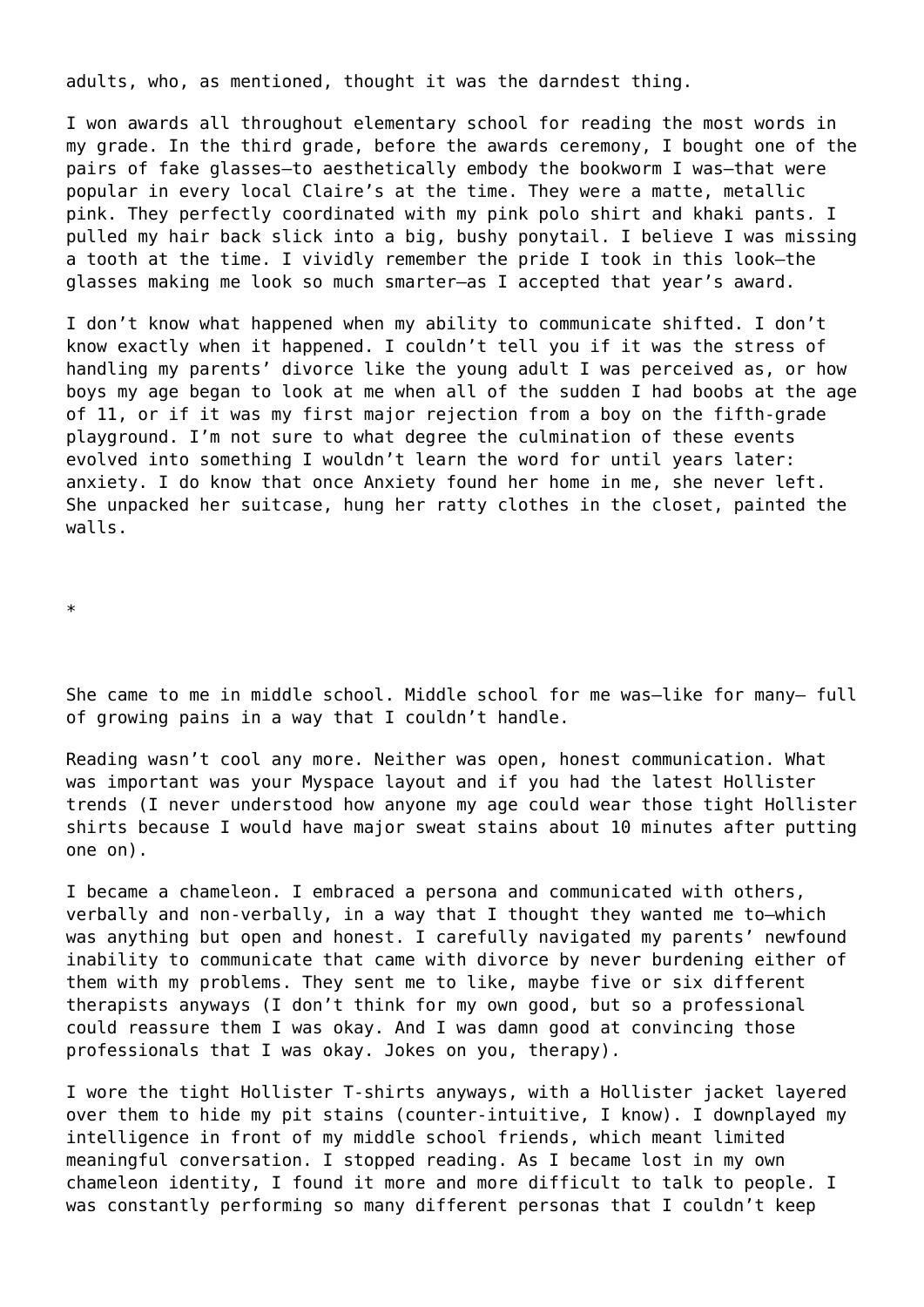adults, who, as mentioned, thought it was the darndest thing.

I won awards all throughout elementary school for reading the most words in my grade. In the third grade, before the awards ceremony, I bought one of the pairs of fake glasses—to aesthetically embody the bookworm I was—that were popular in every local Claire's at the time. They were a matte, metallic pink. They perfectly coordinated with my pink polo shirt and khaki pants. I pulled my hair back slick into a big, bushy ponytail. I believe I was missing a tooth at the time. I vividly remember the pride I took in this look—the glasses making me look so much smarter—as I accepted that year's award.

I don't know what happened when my ability to communicate shifted. I don't know exactly when it happened. I couldn't tell you if it was the stress of handling my parents' divorce like the young adult I was perceived as, or how boys my age began to look at me when all of the sudden I had boobs at the age of 11, or if it was my first major rejection from a boy on the fifth-grade playground. I'm not sure to what degree the culmination of these events evolved into something I wouldn't learn the word for until years later: anxiety. I do know that once Anxiety found her home in me, she never left. She unpacked her suitcase, hung her ratty clothes in the closet, painted the walls.

*

She came to me in middle school. Middle school for me was—like for many— full of growing pains in a way that I couldn't handle.

Reading wasn't cool any more. Neither was open, honest communication. What was important was your Myspace layout and if you had the latest Hollister trends (I never understood how anyone my age could wear those tight Hollister shirts because I would have major sweat stains about 10 minutes after putting one on).

I became a chameleon. I embraced a persona and communicated with others, verbally and non-verbally, in a way that I thought they wanted me to—which was anything but open and honest. I carefully navigated my parents' newfound inability to communicate that came with divorce by never burdening either of them with my problems. They sent me to like, maybe five or six different therapists anyways (I don't think for my own good, but so a professional could reassure them I was okay. And I was damn good at convincing those professionals that I was okay. Jokes on you, therapy).

I wore the tight Hollister T-shirts anyways, with a Hollister jacket layered over them to hide my pit stains (counter-intuitive, I know). I downplayed my intelligence in front of my middle school friends, which meant limited meaningful conversation. I stopped reading. As I became lost in my own chameleon identity, I found it more and more difficult to talk to people. I was constantly performing so many different personas that I couldn't keep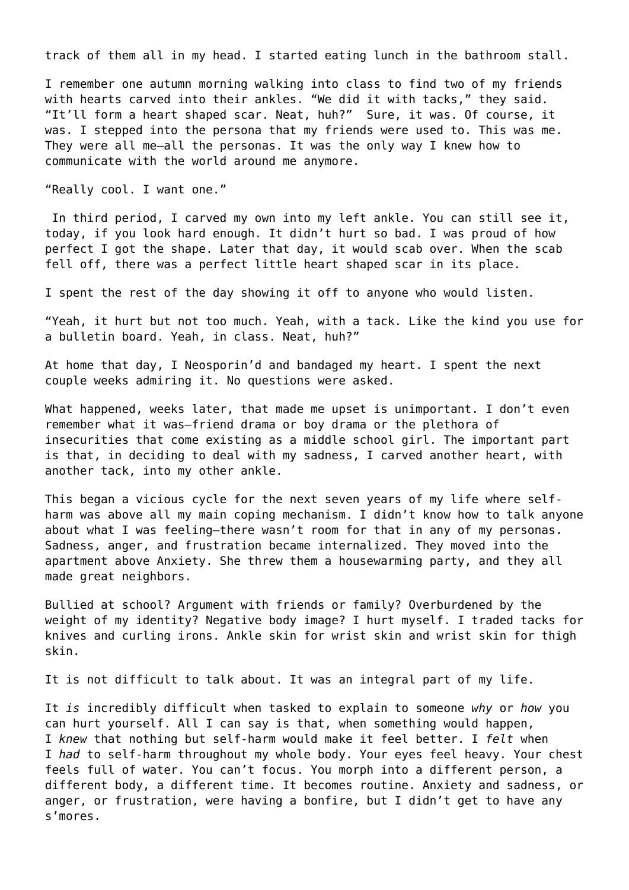track of them all in my head. I started eating lunch in the bathroom stall.

I remember one autumn morning walking into class to find two of my friends with hearts carved into their ankles. "We did it with tacks," they said. "It'll form a heart shaped scar. Neat, huh?"  Sure, it was. Of course, it was. I stepped into the persona that my friends were used to. This was me. They were all me—all the personas. It was the only way I knew how to communicate with the world around me anymore.

"Really cool. I want one."

In third period, I carved my own into my left ankle. You can still see it, today, if you look hard enough. It didn't hurt so bad. I was proud of how perfect I got the shape. Later that day, it would scab over. When the scab fell off, there was a perfect little heart shaped scar in its place.

I spent the rest of the day showing it off to anyone who would listen.

"Yeah, it hurt but not too much. Yeah, with a tack. Like the kind you use for a bulletin board. Yeah, in class. Neat, huh?"

At home that day, I Neosporin'd and bandaged my heart. I spent the next couple weeks admiring it. No questions were asked.

What happened, weeks later, that made me upset is unimportant. I don't even remember what it was—friend drama or boy drama or the plethora of insecurities that come existing as a middle school girl. The important part is that, in deciding to deal with my sadness, I carved another heart, with another tack, into my other ankle.

This began a vicious cycle for the next seven years of my life where self-harm was above all my main coping mechanism. I didn't know how to talk anyone about what I was feeling—there wasn't room for that in any of my personas. Sadness, anger, and frustration became internalized. They moved into the apartment above Anxiety. She threw them a housewarming party, and they all made great neighbors.

Bullied at school? Argument with friends or family? Overburdened by the weight of my identity? Negative body image? I hurt myself. I traded tacks for knives and curling irons. Ankle skin for wrist skin and wrist skin for thigh skin.

It is not difficult to talk about. It was an integral part of my life.

It *is* incredibly difficult when tasked to explain to someone *why* or *how* you can hurt yourself. All I can say is that, when something would happen, I *knew* that nothing but self-harm would make it feel better. I *felt* when I *had* to self-harm throughout my whole body. Your eyes feel heavy. Your chest feels full of water. You can't focus. You morph into a different person, a different body, a different time. It becomes routine. Anxiety and sadness, or anger, or frustration, were having a bonfire, but I didn't get to have any s'mores.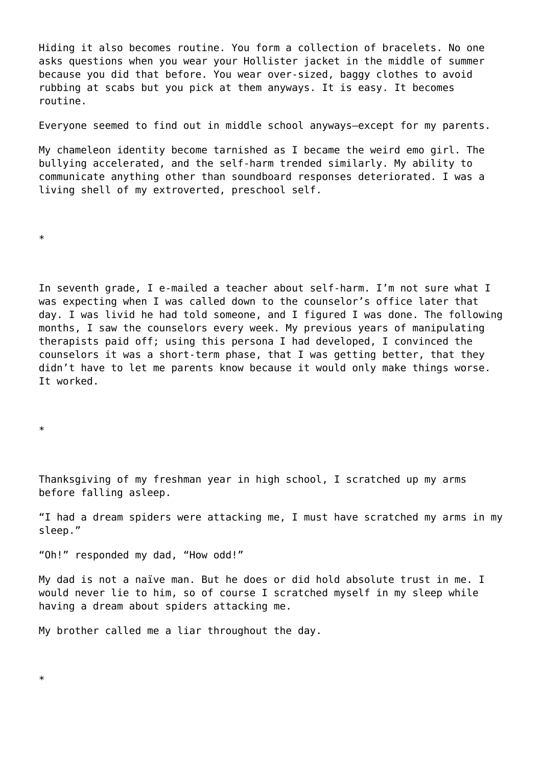Hiding it also becomes routine. You form a collection of bracelets. No one asks questions when you wear your Hollister jacket in the middle of summer because you did that before. You wear over-sized, baggy clothes to avoid rubbing at scabs but you pick at them anyways. It is easy. It becomes routine.

Everyone seemed to find out in middle school anyways—except for my parents.

My chameleon identity become tarnished as I became the weird emo girl. The bullying accelerated, and the self-harm trended similarly. My ability to communicate anything other than soundboard responses deteriorated. I was a living shell of my extroverted, preschool self.

*

In seventh grade, I e-mailed a teacher about self-harm. I'm not sure what I was expecting when I was called down to the counselor's office later that day. I was livid he had told someone, and I figured I was done. The following months, I saw the counselors every week. My previous years of manipulating therapists paid off; using this persona I had developed, I convinced the counselors it was a short-term phase, that I was getting better, that they didn't have to let me parents know because it would only make things worse. It worked.

*

Thanksgiving of my freshman year in high school, I scratched up my arms before falling asleep.

"I had a dream spiders were attacking me, I must have scratched my arms in my sleep."

"Oh!" responded my dad, "How odd!"

My dad is not a naïve man. But he does or did hold absolute trust in me. I would never lie to him, so of course I scratched myself in my sleep while having a dream about spiders attacking me.

My brother called me a liar throughout the day.

*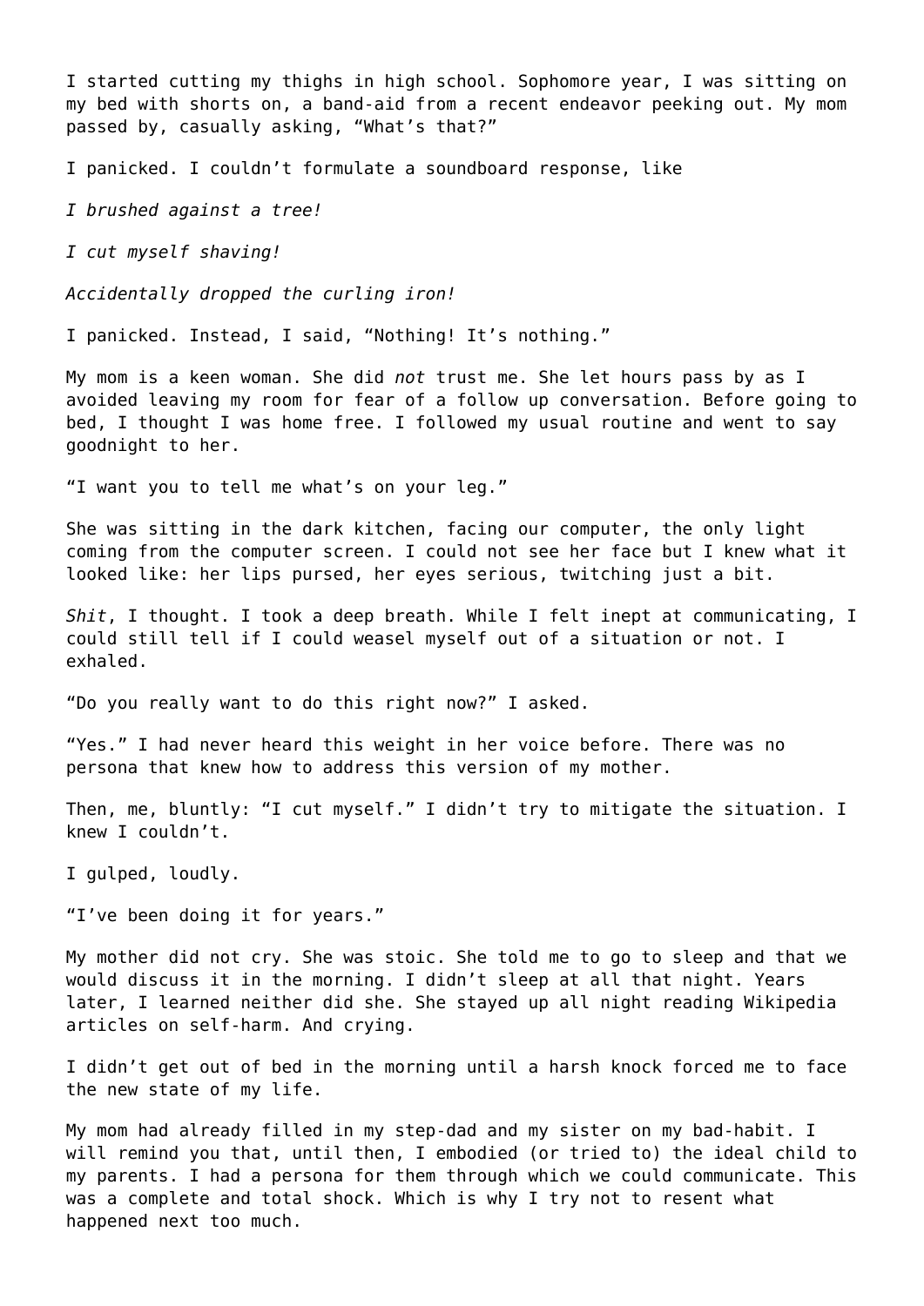I started cutting my thighs in high school. Sophomore year, I was sitting on my bed with shorts on, a band-aid from a recent endeavor peeking out. My mom passed by, casually asking, "What's that?"

I panicked. I couldn't formulate a soundboard response, like

*I brushed against a tree!*

*I cut myself shaving!*

*Accidentally dropped the curling iron!*

I panicked. Instead, I said, "Nothing! It's nothing."

My mom is a keen woman. She did *not* trust me. She let hours pass by as I avoided leaving my room for fear of a follow up conversation. Before going to bed, I thought I was home free. I followed my usual routine and went to say goodnight to her.

"I want you to tell me what's on your leg."

She was sitting in the dark kitchen, facing our computer, the only light coming from the computer screen. I could not see her face but I knew what it looked like: her lips pursed, her eyes serious, twitching just a bit.

*Shit*, I thought. I took a deep breath. While I felt inept at communicating, I could still tell if I could weasel myself out of a situation or not. I exhaled.

"Do you really want to do this right now?" I asked.

"Yes." I had never heard this weight in her voice before. There was no persona that knew how to address this version of my mother.

Then, me, bluntly: "I cut myself." I didn't try to mitigate the situation. I knew I couldn't.

I gulped, loudly.

"I've been doing it for years."

My mother did not cry. She was stoic. She told me to go to sleep and that we would discuss it in the morning. I didn't sleep at all that night. Years later, I learned neither did she. She stayed up all night reading Wikipedia articles on self-harm. And crying.

I didn't get out of bed in the morning until a harsh knock forced me to face the new state of my life.

My mom had already filled in my step-dad and my sister on my bad-habit. I will remind you that, until then, I embodied (or tried to) the ideal child to my parents. I had a persona for them through which we could communicate. This was a complete and total shock. Which is why I try not to resent what happened next too much.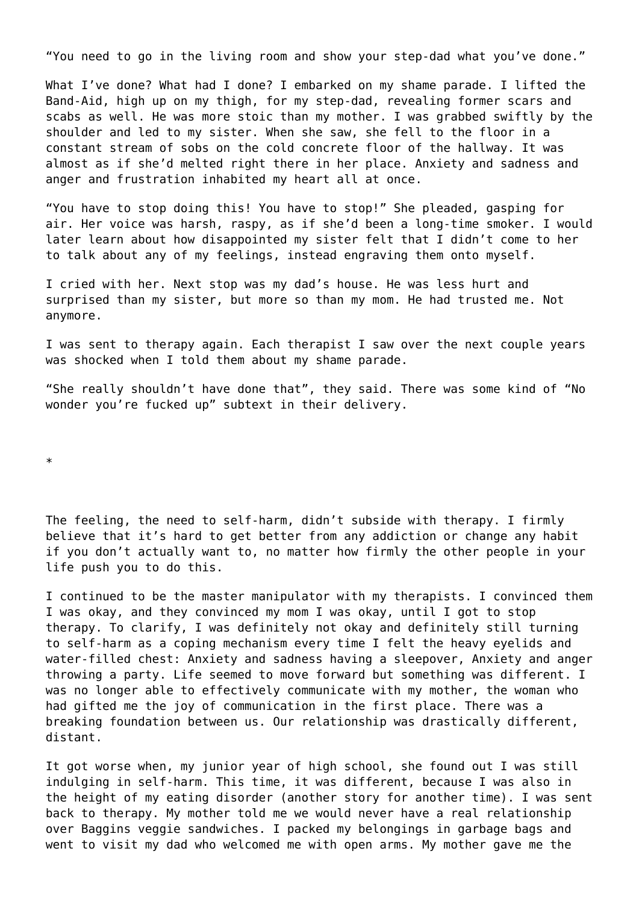"You need to go in the living room and show your step-dad what you've done."

What I've done? What had I done? I embarked on my shame parade. I lifted the Band-Aid, high up on my thigh, for my step-dad, revealing former scars and scabs as well. He was more stoic than my mother. I was grabbed swiftly by the shoulder and led to my sister. When she saw, she fell to the floor in a constant stream of sobs on the cold concrete floor of the hallway. It was almost as if she'd melted right there in her place. Anxiety and sadness and anger and frustration inhabited my heart all at once.

"You have to stop doing this! You have to stop!" She pleaded, gasping for air. Her voice was harsh, raspy, as if she'd been a long-time smoker. I would later learn about how disappointed my sister felt that I didn't come to her to talk about any of my feelings, instead engraving them onto myself.

I cried with her. Next stop was my dad's house. He was less hurt and surprised than my sister, but more so than my mom. He had trusted me. Not anymore.

I was sent to therapy again. Each therapist I saw over the next couple years was shocked when I told them about my shame parade.

"She really shouldn't have done that", they said. There was some kind of "No wonder you're fucked up" subtext in their delivery.

*

The feeling, the need to self-harm, didn't subside with therapy. I firmly believe that it's hard to get better from any addiction or change any habit if you don't actually want to, no matter how firmly the other people in your life push you to do this.

I continued to be the master manipulator with my therapists. I convinced them I was okay, and they convinced my mom I was okay, until I got to stop therapy. To clarify, I was definitely not okay and definitely still turning to self-harm as a coping mechanism every time I felt the heavy eyelids and water-filled chest: Anxiety and sadness having a sleepover, Anxiety and anger throwing a party. Life seemed to move forward but something was different. I was no longer able to effectively communicate with my mother, the woman who had gifted me the joy of communication in the first place. There was a breaking foundation between us. Our relationship was drastically different, distant.

It got worse when, my junior year of high school, she found out I was still indulging in self-harm. This time, it was different, because I was also in the height of my eating disorder (another story for another time). I was sent back to therapy. My mother told me we would never have a real relationship over Baggins veggie sandwiches. I packed my belongings in garbage bags and went to visit my dad who welcomed me with open arms. My mother gave me the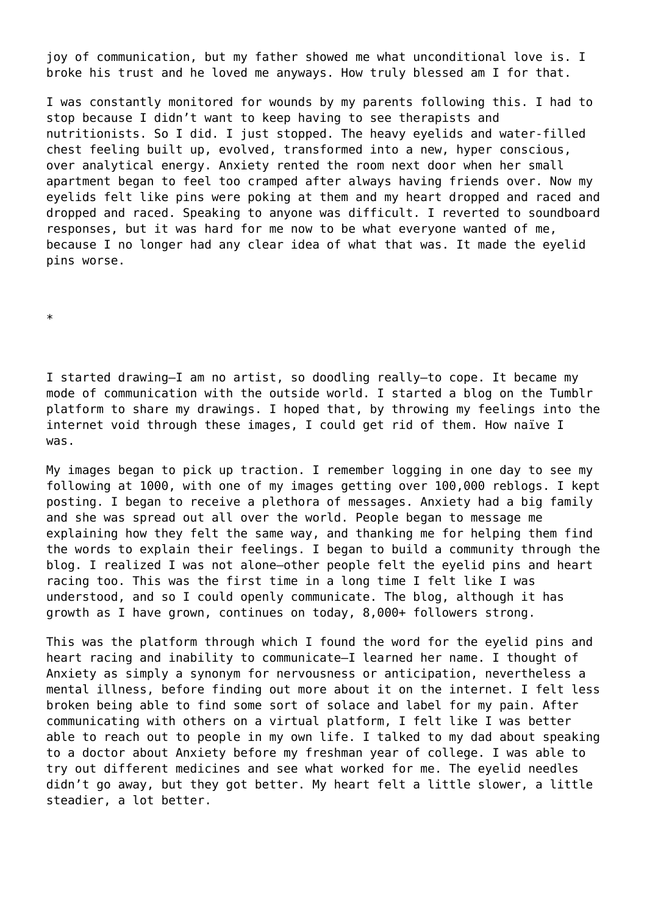joy of communication, but my father showed me what unconditional love is. I broke his trust and he loved me anyways. How truly blessed am I for that.

I was constantly monitored for wounds by my parents following this. I had to stop because I didn't want to keep having to see therapists and nutritionists. So I did. I just stopped. The heavy eyelids and water-filled chest feeling built up, evolved, transformed into a new, hyper conscious, over analytical energy. Anxiety rented the room next door when her small apartment began to feel too cramped after always having friends over. Now my eyelids felt like pins were poking at them and my heart dropped and raced and dropped and raced. Speaking to anyone was difficult. I reverted to soundboard responses, but it was hard for me now to be what everyone wanted of me, because I no longer had any clear idea of what that was. It made the eyelid pins worse.

*

I started drawing—I am no artist, so doodling really—to cope. It became my mode of communication with the outside world. I started a blog on the Tumblr platform to share my drawings. I hoped that, by throwing my feelings into the internet void through these images, I could get rid of them. How naïve I was.

My images began to pick up traction. I remember logging in one day to see my following at 1000, with one of my images getting over 100,000 reblogs. I kept posting. I began to receive a plethora of messages. Anxiety had a big family and she was spread out all over the world. People began to message me explaining how they felt the same way, and thanking me for helping them find the words to explain their feelings. I began to build a community through the blog. I realized I was not alone—other people felt the eyelid pins and heart racing too. This was the first time in a long time I felt like I was understood, and so I could openly communicate. The blog, although it has growth as I have grown, continues on today, 8,000+ followers strong.

This was the platform through which I found the word for the eyelid pins and heart racing and inability to communicate—I learned her name. I thought of Anxiety as simply a synonym for nervousness or anticipation, nevertheless a mental illness, before finding out more about it on the internet. I felt less broken being able to find some sort of solace and label for my pain. After communicating with others on a virtual platform, I felt like I was better able to reach out to people in my own life. I talked to my dad about speaking to a doctor about Anxiety before my freshman year of college. I was able to try out different medicines and see what worked for me. The eyelid needles didn't go away, but they got better. My heart felt a little slower, a little steadier, a lot better.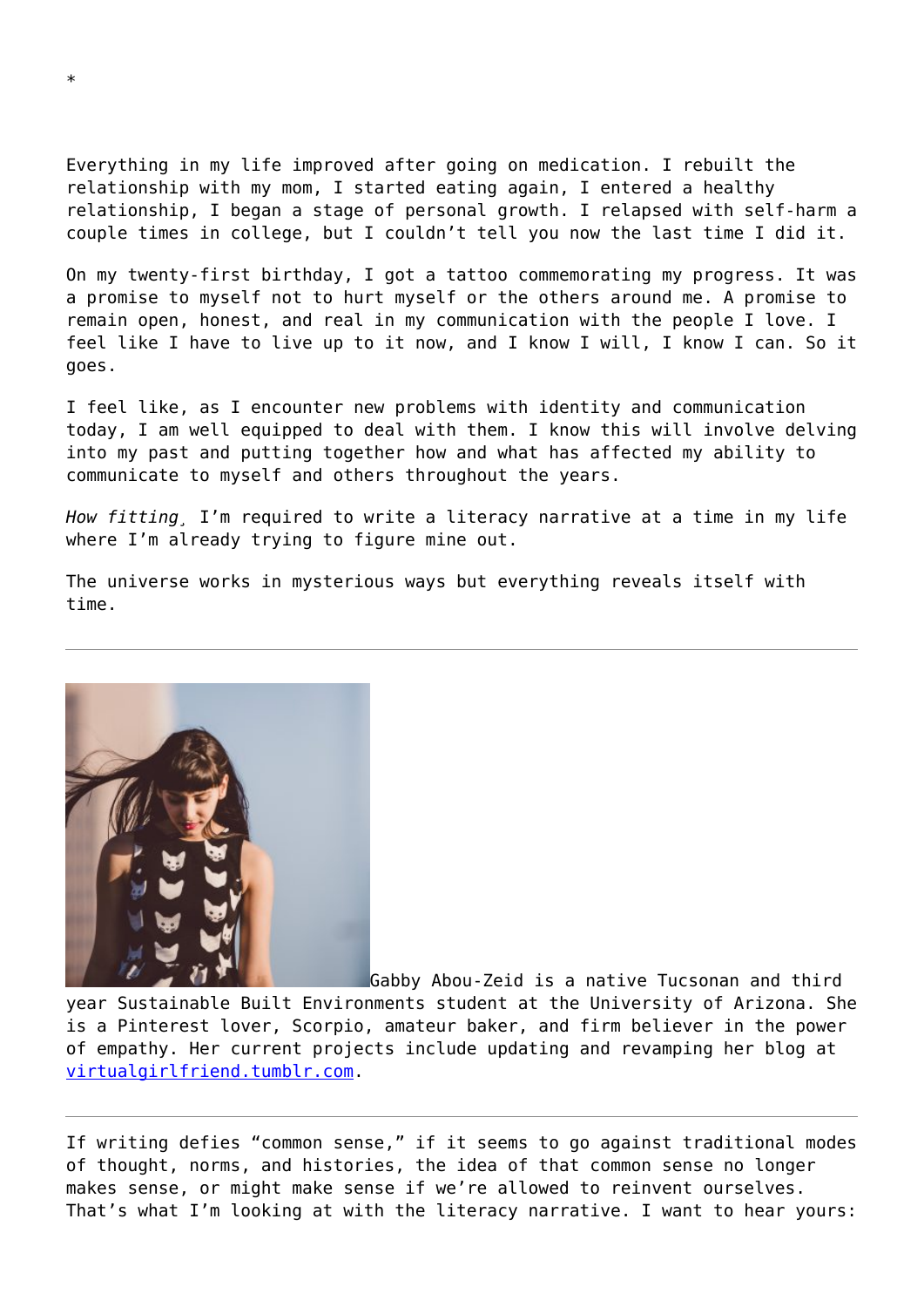*

Everything in my life improved after going on medication. I rebuilt the relationship with my mom, I started eating again, I entered a healthy relationship, I began a stage of personal growth. I relapsed with self-harm a couple times in college, but I couldn't tell you now the last time I did it.

On my twenty-first birthday, I got a tattoo commemorating my progress. It was a promise to myself not to hurt myself or the others around me. A promise to remain open, honest, and real in my communication with the people I love. I feel like I have to live up to it now, and I know I will, I know I can. So it goes.

I feel like, as I encounter new problems with identity and communication today, I am well equipped to deal with them. I know this will involve delving into my past and putting together how and what has affected my ability to communicate to myself and others throughout the years.

*How fitting*, I'm required to write a literacy narrative at a time in my life where I'm already trying to figure mine out.

The universe works in mysterious ways but everything reveals itself with time.

---

Gabby Abou-Zeid is a native Tucsonan and third year Sustainable Built Environments student at the University of Arizona. She is a Pinterest lover, Scorpio, amateur baker, and firm believer in the power of empathy. Her current projects include updating and revamping her blog at [virtualgirlfriend.tumblr.com](virtualgirlfriend.tumblr.com).

---

If writing defies "common sense," if it seems to go against traditional modes of thought, norms, and histories, the idea of that common sense no longer makes sense, or might make sense if we're allowed to reinvent ourselves. That's what I'm looking at with the literacy narrative. I want to hear yours: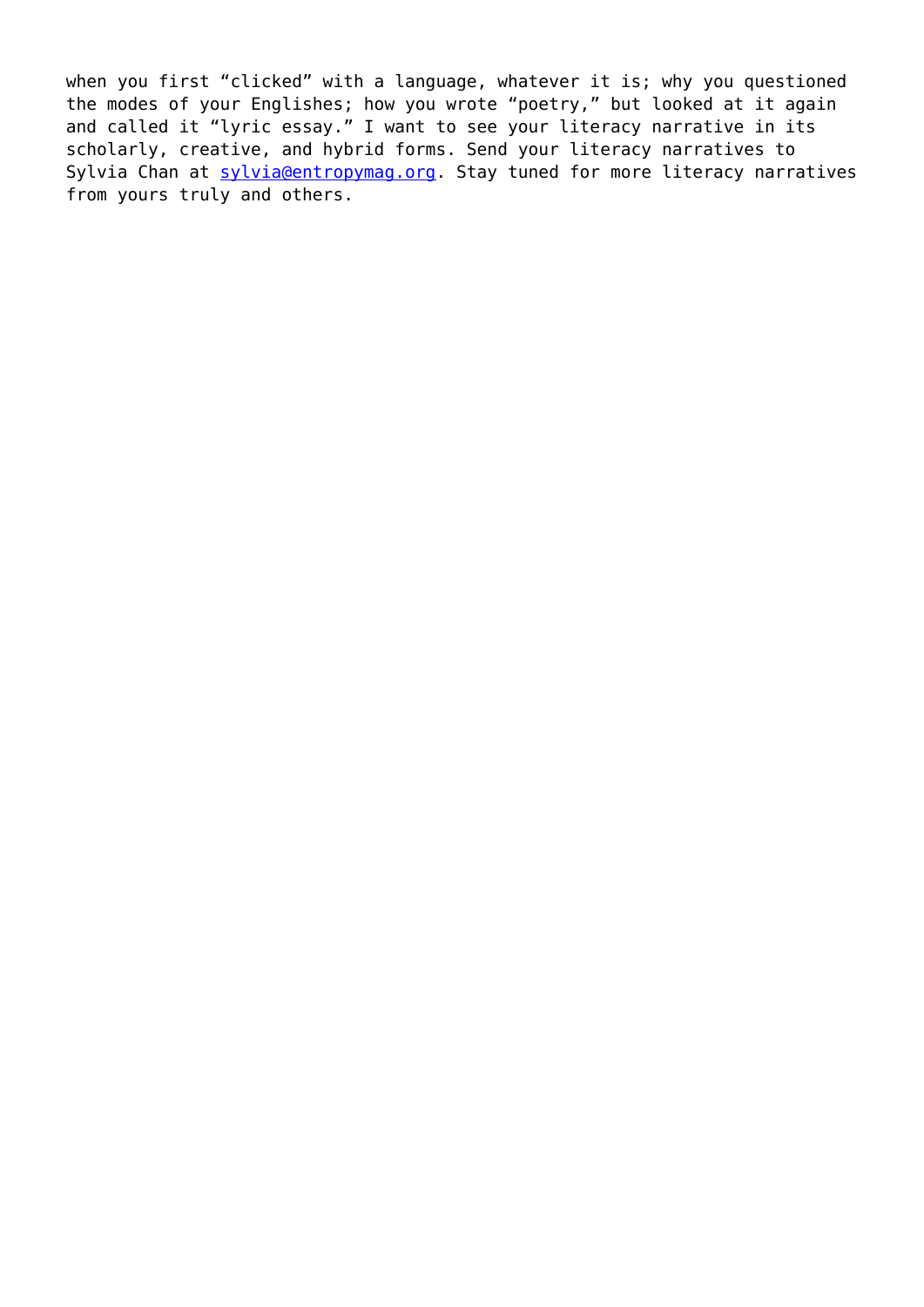when you first "clicked" with a language, whatever it is; why you questioned the modes of your Englishes; how you wrote "poetry," but looked at it again and called it "lyric essay." I want to see your literacy narrative in its scholarly, creative, and hybrid forms. Send your literacy narratives to Sylvia Chan at [sylvia@entropymag.org](mailto:sylvia@entropymag.org). Stay tuned for more literacy narratives from yours truly and others.